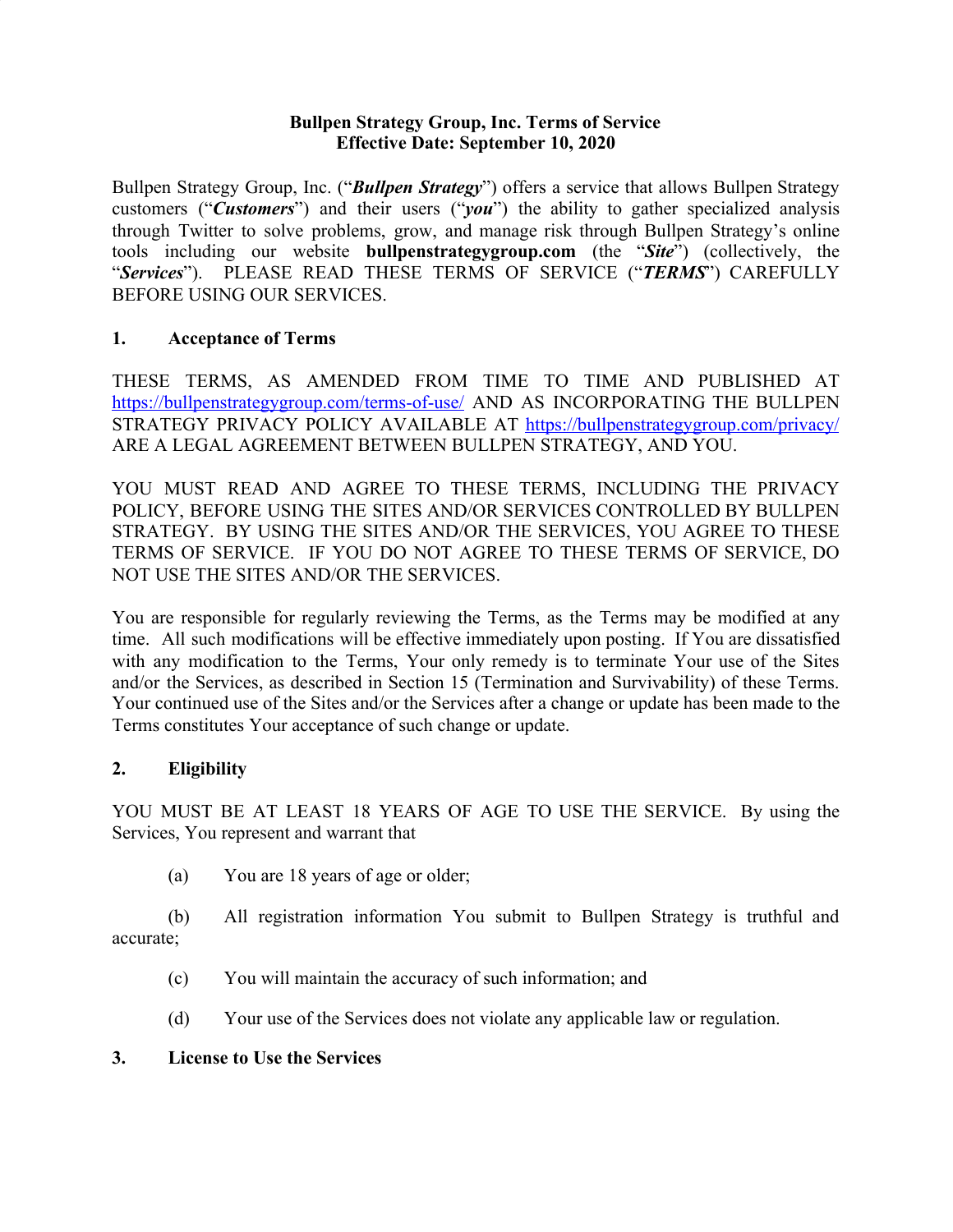**Bullpen Strategy Group, Inc. Terms of Service**
**Effective Date: September 10, 2020**

Bullpen Strategy Group, Inc. ("***Bullpen Strategy***") offers a service that allows Bullpen Strategy customers ("***Customers***") and their users ("***you***") the ability to gather specialized analysis through Twitter to solve problems, grow, and manage risk through Bullpen Strategy's online tools including our website **bullpenstrategygroup.com** (the "***Site***") (collectively, the "***Services***"). PLEASE READ THESE TERMS OF SERVICE ("***TERMS***") CAREFULLY BEFORE USING OUR SERVICES.

## 1. Acceptance of Terms

THESE TERMS, AS AMENDED FROM TIME TO TIME AND PUBLISHED AT https://bullpenstrategygroup.com/terms-of-use/ AND AS INCORPORATING THE BULLPEN STRATEGY PRIVACY POLICY AVAILABLE AT https://bullpenstrategygroup.com/privacy/ ARE A LEGAL AGREEMENT BETWEEN BULLPEN STRATEGY, AND YOU.

YOU MUST READ AND AGREE TO THESE TERMS, INCLUDING THE PRIVACY POLICY, BEFORE USING THE SITES AND/OR SERVICES CONTROLLED BY BULLPEN STRATEGY. BY USING THE SITES AND/OR THE SERVICES, YOU AGREE TO THESE TERMS OF SERVICE. IF YOU DO NOT AGREE TO THESE TERMS OF SERVICE, DO NOT USE THE SITES AND/OR THE SERVICES.

You are responsible for regularly reviewing the Terms, as the Terms may be modified at any time. All such modifications will be effective immediately upon posting. If You are dissatisfied with any modification to the Terms, Your only remedy is to terminate Your use of the Sites and/or the Services, as described in Section 15 (Termination and Survivability) of these Terms. Your continued use of the Sites and/or the Services after a change or update has been made to the Terms constitutes Your acceptance of such change or update.

## 2. Eligibility

YOU MUST BE AT LEAST 18 YEARS OF AGE TO USE THE SERVICE. By using the Services, You represent and warrant that

(a) You are 18 years of age or older;

(b) All registration information You submit to Bullpen Strategy is truthful and accurate;

(c) You will maintain the accuracy of such information; and

(d) Your use of the Services does not violate any applicable law or regulation.

## 3. License to Use the Services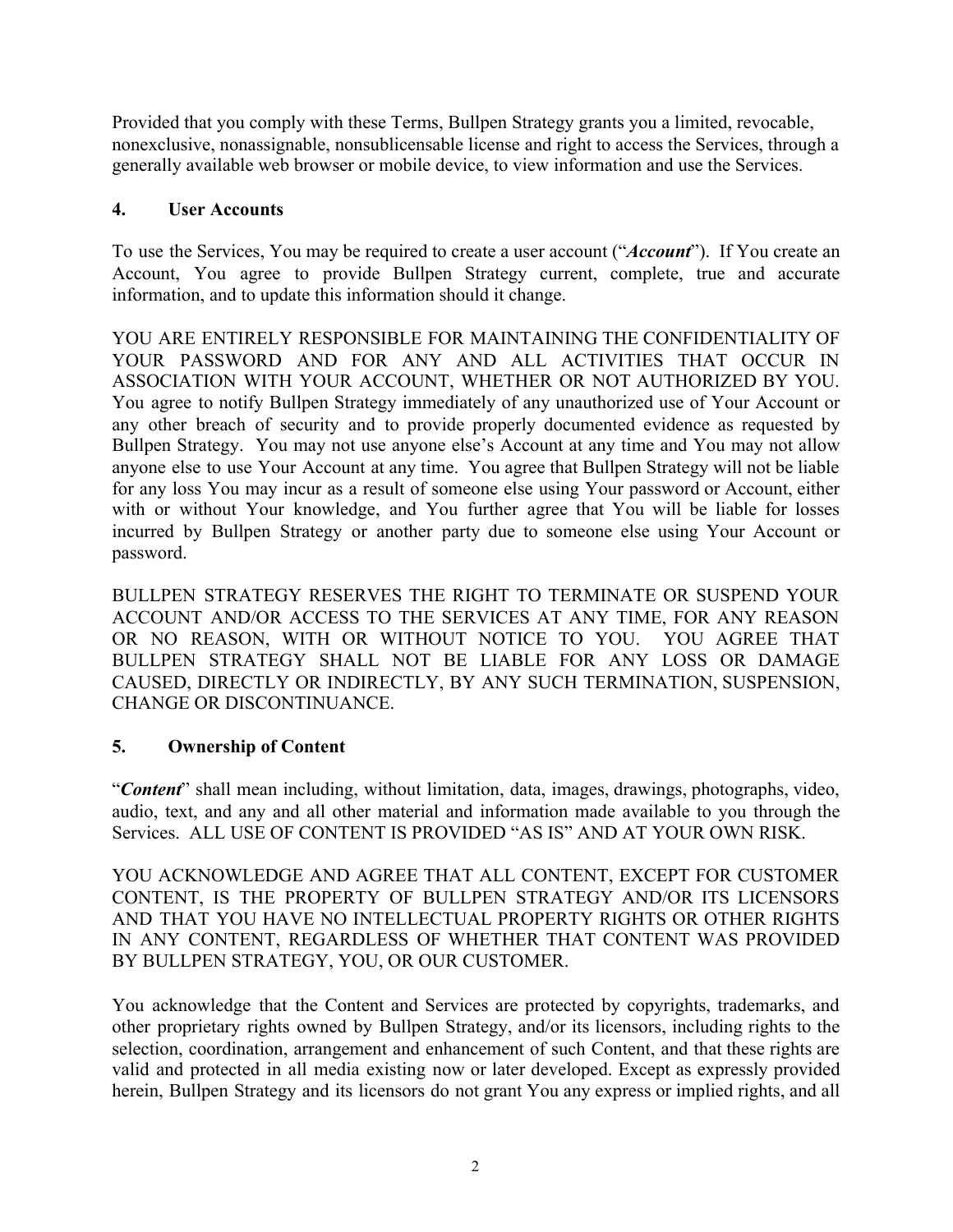Provided that you comply with these Terms, Bullpen Strategy grants you a limited, revocable, nonexclusive, nonassignable, nonsublicensable license and right to access the Services, through a generally available web browser or mobile device, to view information and use the Services.

## 4. User Accounts

To use the Services, You may be required to create a user account ("***Account***"). If You create an Account, You agree to provide Bullpen Strategy current, complete, true and accurate information, and to update this information should it change.

YOU ARE ENTIRELY RESPONSIBLE FOR MAINTAINING THE CONFIDENTIALITY OF YOUR PASSWORD AND FOR ANY AND ALL ACTIVITIES THAT OCCUR IN ASSOCIATION WITH YOUR ACCOUNT, WHETHER OR NOT AUTHORIZED BY YOU. You agree to notify Bullpen Strategy immediately of any unauthorized use of Your Account or any other breach of security and to provide properly documented evidence as requested by Bullpen Strategy. You may not use anyone else's Account at any time and You may not allow anyone else to use Your Account at any time. You agree that Bullpen Strategy will not be liable for any loss You may incur as a result of someone else using Your password or Account, either with or without Your knowledge, and You further agree that You will be liable for losses incurred by Bullpen Strategy or another party due to someone else using Your Account or password.

BULLPEN STRATEGY RESERVES THE RIGHT TO TERMINATE OR SUSPEND YOUR ACCOUNT AND/OR ACCESS TO THE SERVICES AT ANY TIME, FOR ANY REASON OR NO REASON, WITH OR WITHOUT NOTICE TO YOU. YOU AGREE THAT BULLPEN STRATEGY SHALL NOT BE LIABLE FOR ANY LOSS OR DAMAGE CAUSED, DIRECTLY OR INDIRECTLY, BY ANY SUCH TERMINATION, SUSPENSION, CHANGE OR DISCONTINUANCE.

## 5. Ownership of Content

"***Content***" shall mean including, without limitation, data, images, drawings, photographs, video, audio, text, and any and all other material and information made available to you through the Services. ALL USE OF CONTENT IS PROVIDED "AS IS" AND AT YOUR OWN RISK.

YOU ACKNOWLEDGE AND AGREE THAT ALL CONTENT, EXCEPT FOR CUSTOMER CONTENT, IS THE PROPERTY OF BULLPEN STRATEGY AND/OR ITS LICENSORS AND THAT YOU HAVE NO INTELLECTUAL PROPERTY RIGHTS OR OTHER RIGHTS IN ANY CONTENT, REGARDLESS OF WHETHER THAT CONTENT WAS PROVIDED BY BULLPEN STRATEGY, YOU, OR OUR CUSTOMER.

You acknowledge that the Content and Services are protected by copyrights, trademarks, and other proprietary rights owned by Bullpen Strategy, and/or its licensors, including rights to the selection, coordination, arrangement and enhancement of such Content, and that these rights are valid and protected in all media existing now or later developed. Except as expressly provided herein, Bullpen Strategy and its licensors do not grant You any express or implied rights, and all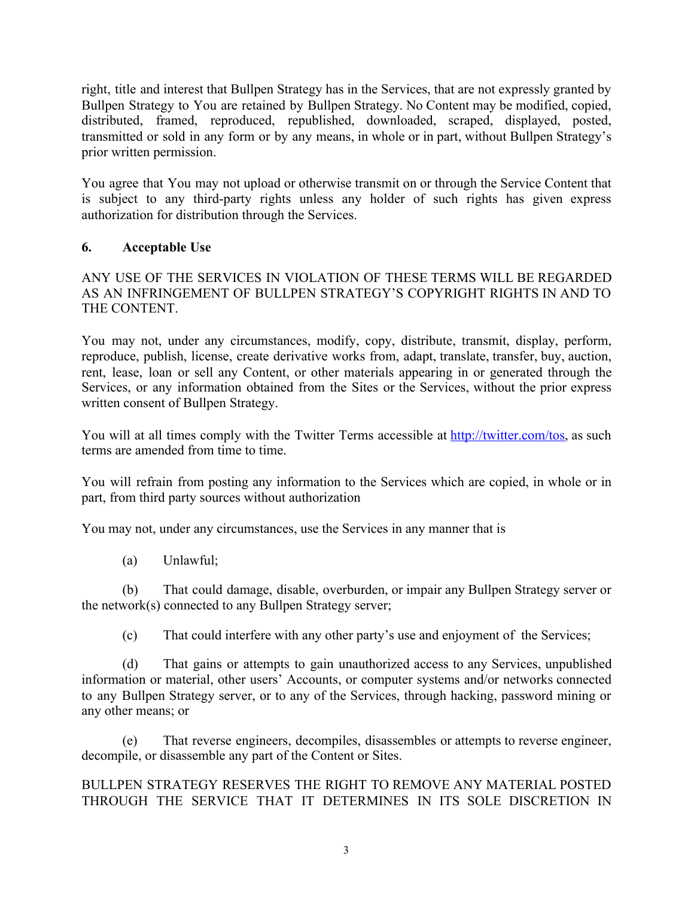right, title and interest that Bullpen Strategy has in the Services, that are not expressly granted by Bullpen Strategy to You are retained by Bullpen Strategy. No Content may be modified, copied, distributed, framed, reproduced, republished, downloaded, scraped, displayed, posted, transmitted or sold in any form or by any means, in whole or in part, without Bullpen Strategy's prior written permission.

You agree that You may not upload or otherwise transmit on or through the Service Content that is subject to any third-party rights unless any holder of such rights has given express authorization for distribution through the Services.

## 6. Acceptable Use

ANY USE OF THE SERVICES IN VIOLATION OF THESE TERMS WILL BE REGARDED AS AN INFRINGEMENT OF BULLPEN STRATEGY'S COPYRIGHT RIGHTS IN AND TO THE CONTENT.

You may not, under any circumstances, modify, copy, distribute, transmit, display, perform, reproduce, publish, license, create derivative works from, adapt, translate, transfer, buy, auction, rent, lease, loan or sell any Content, or other materials appearing in or generated through the Services, or any information obtained from the Sites or the Services, without the prior express written consent of Bullpen Strategy.

You will at all times comply with the Twitter Terms accessible at http://twitter.com/tos, as such terms are amended from time to time.

You will refrain from posting any information to the Services which are copied, in whole or in part, from third party sources without authorization

You may not, under any circumstances, use the Services in any manner that is

(a) Unlawful;

(b) That could damage, disable, overburden, or impair any Bullpen Strategy server or the network(s) connected to any Bullpen Strategy server;

(c) That could interfere with any other party's use and enjoyment of the Services;

(d) That gains or attempts to gain unauthorized access to any Services, unpublished information or material, other users' Accounts, or computer systems and/or networks connected to any Bullpen Strategy server, or to any of the Services, through hacking, password mining or any other means; or

(e) That reverse engineers, decompiles, disassembles or attempts to reverse engineer, decompile, or disassemble any part of the Content or Sites.

BULLPEN STRATEGY RESERVES THE RIGHT TO REMOVE ANY MATERIAL POSTED THROUGH THE SERVICE THAT IT DETERMINES IN ITS SOLE DISCRETION IN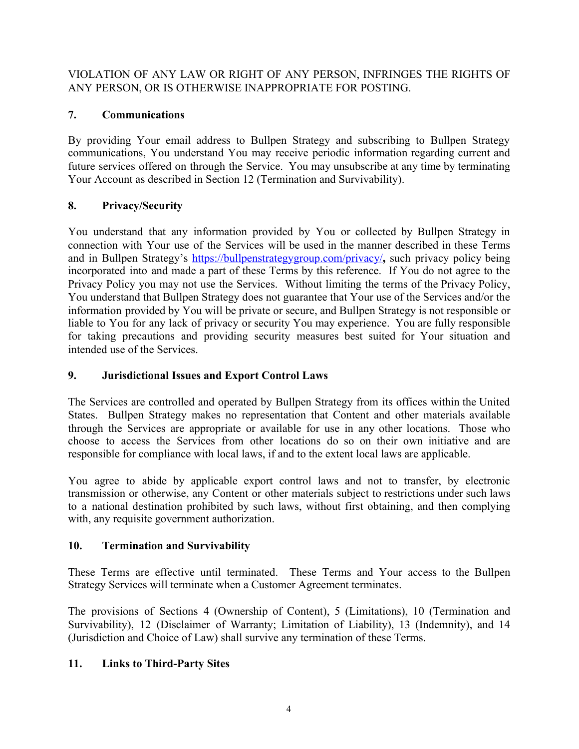VIOLATION OF ANY LAW OR RIGHT OF ANY PERSON, INFRINGES THE RIGHTS OF ANY PERSON, OR IS OTHERWISE INAPPROPRIATE FOR POSTING.

## 7. Communications

By providing Your email address to Bullpen Strategy and subscribing to Bullpen Strategy communications, You understand You may receive periodic information regarding current and future services offered on through the Service. You may unsubscribe at any time by terminating Your Account as described in Section 12 (Termination and Survivability).

## 8. Privacy/Security

You understand that any information provided by You or collected by Bullpen Strategy in connection with Your use of the Services will be used in the manner described in these Terms and in Bullpen Strategy's [https://bullpenstrategygroup.com/privacy/](https://bullpenstrategygroup.com/privacy/)**,** such privacy policy being incorporated into and made a part of these Terms by this reference. If You do not agree to the Privacy Policy you may not use the Services. Without limiting the terms of the Privacy Policy, You understand that Bullpen Strategy does not guarantee that Your use of the Services and/or the information provided by You will be private or secure, and Bullpen Strategy is not responsible or liable to You for any lack of privacy or security You may experience. You are fully responsible for taking precautions and providing security measures best suited for Your situation and intended use of the Services.

## 9. Jurisdictional Issues and Export Control Laws

The Services are controlled and operated by Bullpen Strategy from its offices within the United States. Bullpen Strategy makes no representation that Content and other materials available through the Services are appropriate or available for use in any other locations. Those who choose to access the Services from other locations do so on their own initiative and are responsible for compliance with local laws, if and to the extent local laws are applicable.

You agree to abide by applicable export control laws and not to transfer, by electronic transmission or otherwise, any Content or other materials subject to restrictions under such laws to a national destination prohibited by such laws, without first obtaining, and then complying with, any requisite government authorization.

## 10. Termination and Survivability

These Terms are effective until terminated. These Terms and Your access to the Bullpen Strategy Services will terminate when a Customer Agreement terminates.

The provisions of Sections 4 (Ownership of Content), 5 (Limitations), 10 (Termination and Survivability), 12 (Disclaimer of Warranty; Limitation of Liability), 13 (Indemnity), and 14 (Jurisdiction and Choice of Law) shall survive any termination of these Terms.

## 11. Links to Third-Party Sites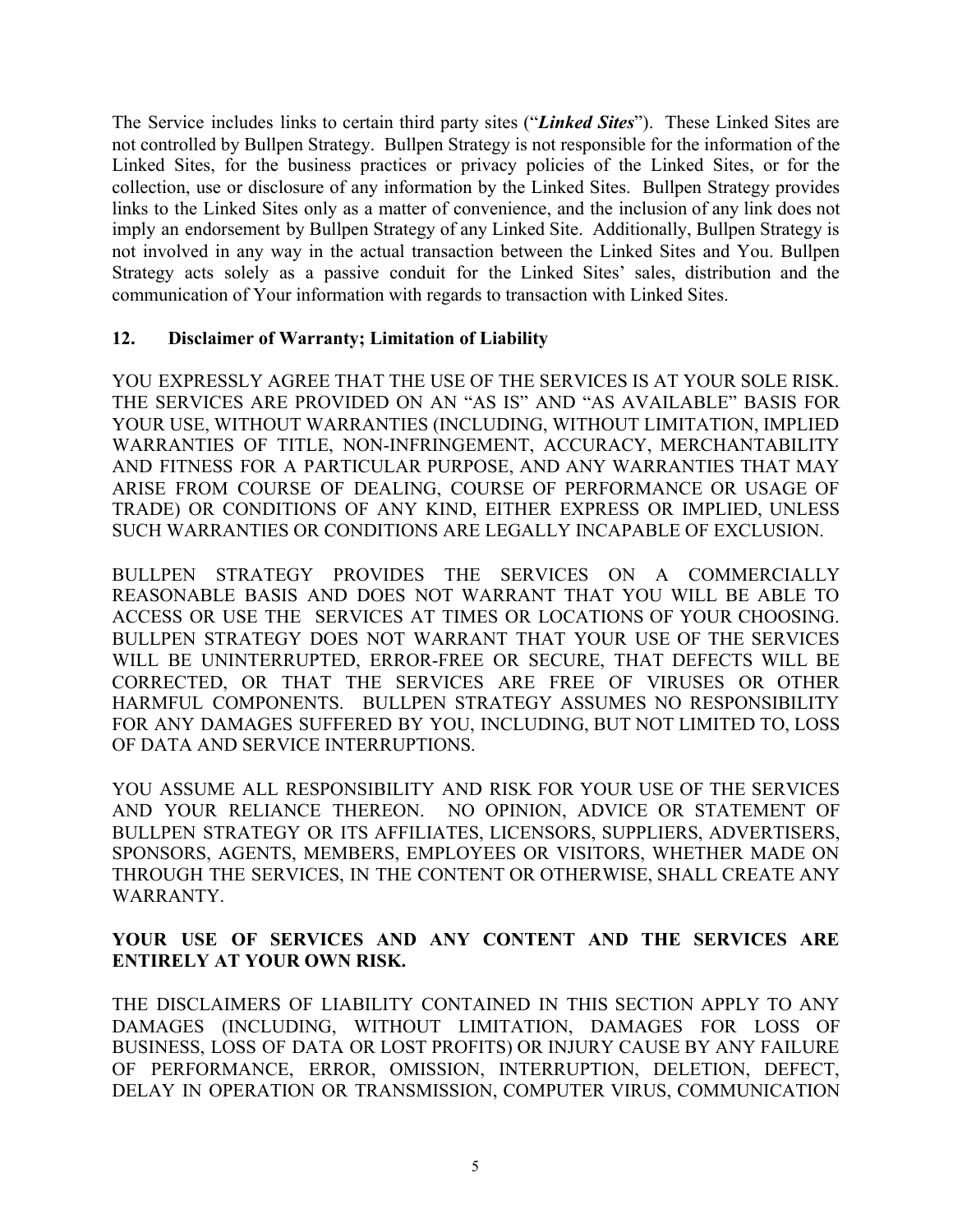The Service includes links to certain third party sites ("***Linked Sites***"). These Linked Sites are not controlled by Bullpen Strategy. Bullpen Strategy is not responsible for the information of the Linked Sites, for the business practices or privacy policies of the Linked Sites, or for the collection, use or disclosure of any information by the Linked Sites. Bullpen Strategy provides links to the Linked Sites only as a matter of convenience, and the inclusion of any link does not imply an endorsement by Bullpen Strategy of any Linked Site. Additionally, Bullpen Strategy is not involved in any way in the actual transaction between the Linked Sites and You. Bullpen Strategy acts solely as a passive conduit for the Linked Sites' sales, distribution and the communication of Your information with regards to transaction with Linked Sites.

## 12. Disclaimer of Warranty; Limitation of Liability

YOU EXPRESSLY AGREE THAT THE USE OF THE SERVICES IS AT YOUR SOLE RISK. THE SERVICES ARE PROVIDED ON AN "AS IS" AND "AS AVAILABLE" BASIS FOR YOUR USE, WITHOUT WARRANTIES (INCLUDING, WITHOUT LIMITATION, IMPLIED WARRANTIES OF TITLE, NON-INFRINGEMENT, ACCURACY, MERCHANTABILITY AND FITNESS FOR A PARTICULAR PURPOSE, AND ANY WARRANTIES THAT MAY ARISE FROM COURSE OF DEALING, COURSE OF PERFORMANCE OR USAGE OF TRADE) OR CONDITIONS OF ANY KIND, EITHER EXPRESS OR IMPLIED, UNLESS SUCH WARRANTIES OR CONDITIONS ARE LEGALLY INCAPABLE OF EXCLUSION.

BULLPEN STRATEGY PROVIDES THE SERVICES ON A COMMERCIALLY REASONABLE BASIS AND DOES NOT WARRANT THAT YOU WILL BE ABLE TO ACCESS OR USE THE SERVICES AT TIMES OR LOCATIONS OF YOUR CHOOSING. BULLPEN STRATEGY DOES NOT WARRANT THAT YOUR USE OF THE SERVICES WILL BE UNINTERRUPTED, ERROR-FREE OR SECURE, THAT DEFECTS WILL BE CORRECTED, OR THAT THE SERVICES ARE FREE OF VIRUSES OR OTHER HARMFUL COMPONENTS. BULLPEN STRATEGY ASSUMES NO RESPONSIBILITY FOR ANY DAMAGES SUFFERED BY YOU, INCLUDING, BUT NOT LIMITED TO, LOSS OF DATA AND SERVICE INTERRUPTIONS.

YOU ASSUME ALL RESPONSIBILITY AND RISK FOR YOUR USE OF THE SERVICES AND YOUR RELIANCE THEREON. NO OPINION, ADVICE OR STATEMENT OF BULLPEN STRATEGY OR ITS AFFILIATES, LICENSORS, SUPPLIERS, ADVERTISERS, SPONSORS, AGENTS, MEMBERS, EMPLOYEES OR VISITORS, WHETHER MADE ON THROUGH THE SERVICES, IN THE CONTENT OR OTHERWISE, SHALL CREATE ANY WARRANTY.

**YOUR USE OF SERVICES AND ANY CONTENT AND THE SERVICES ARE ENTIRELY AT YOUR OWN RISK.**

THE DISCLAIMERS OF LIABILITY CONTAINED IN THIS SECTION APPLY TO ANY DAMAGES (INCLUDING, WITHOUT LIMITATION, DAMAGES FOR LOSS OF BUSINESS, LOSS OF DATA OR LOST PROFITS) OR INJURY CAUSE BY ANY FAILURE OF PERFORMANCE, ERROR, OMISSION, INTERRUPTION, DELETION, DEFECT, DELAY IN OPERATION OR TRANSMISSION, COMPUTER VIRUS, COMMUNICATION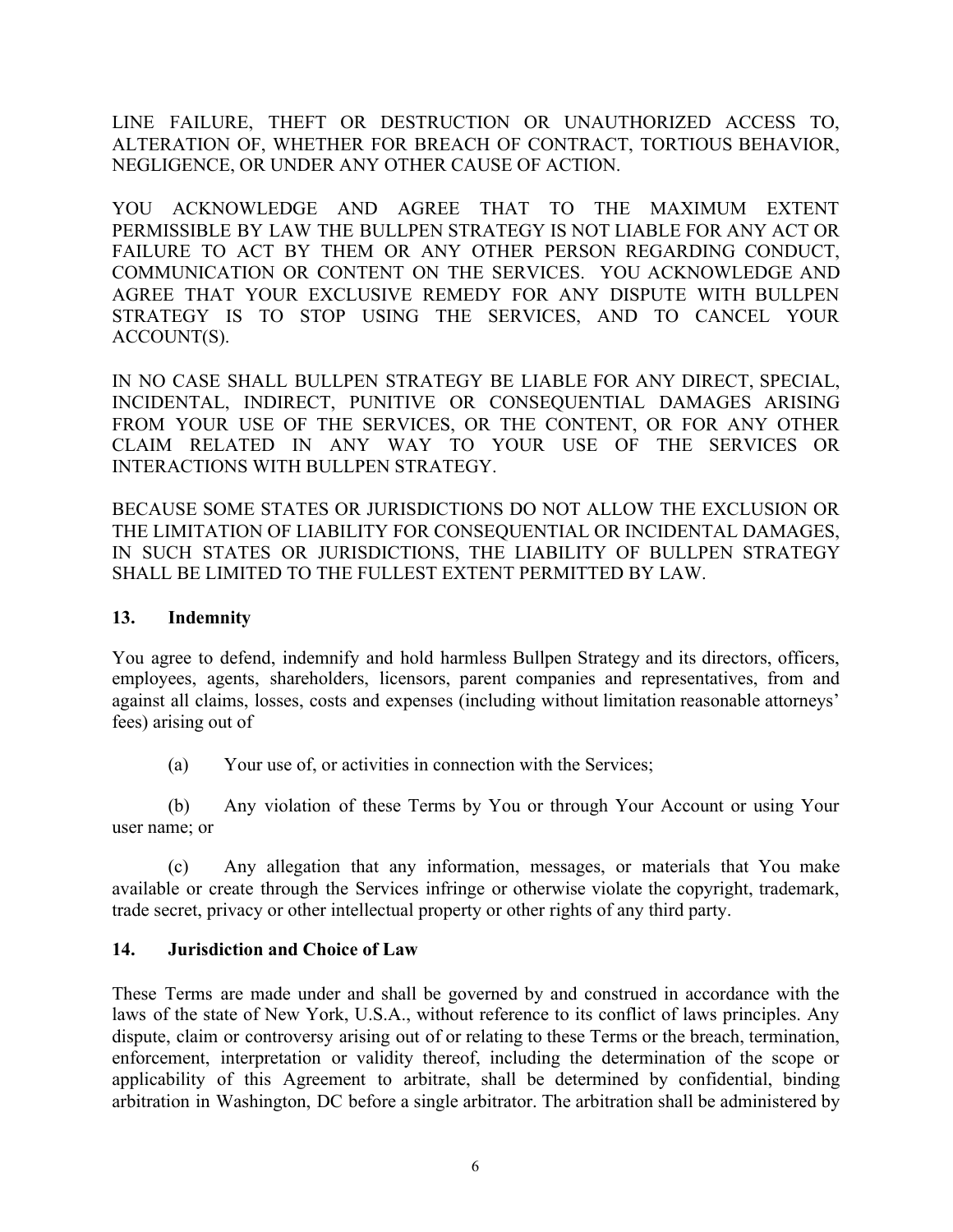LINE FAILURE, THEFT OR DESTRUCTION OR UNAUTHORIZED ACCESS TO, ALTERATION OF, WHETHER FOR BREACH OF CONTRACT, TORTIOUS BEHAVIOR, NEGLIGENCE, OR UNDER ANY OTHER CAUSE OF ACTION.

YOU ACKNOWLEDGE AND AGREE THAT TO THE MAXIMUM EXTENT PERMISSIBLE BY LAW THE BULLPEN STRATEGY IS NOT LIABLE FOR ANY ACT OR FAILURE TO ACT BY THEM OR ANY OTHER PERSON REGARDING CONDUCT, COMMUNICATION OR CONTENT ON THE SERVICES. YOU ACKNOWLEDGE AND AGREE THAT YOUR EXCLUSIVE REMEDY FOR ANY DISPUTE WITH BULLPEN STRATEGY IS TO STOP USING THE SERVICES, AND TO CANCEL YOUR ACCOUNT(S).

IN NO CASE SHALL BULLPEN STRATEGY BE LIABLE FOR ANY DIRECT, SPECIAL, INCIDENTAL, INDIRECT, PUNITIVE OR CONSEQUENTIAL DAMAGES ARISING FROM YOUR USE OF THE SERVICES, OR THE CONTENT, OR FOR ANY OTHER CLAIM RELATED IN ANY WAY TO YOUR USE OF THE SERVICES OR INTERACTIONS WITH BULLPEN STRATEGY.

BECAUSE SOME STATES OR JURISDICTIONS DO NOT ALLOW THE EXCLUSION OR THE LIMITATION OF LIABILITY FOR CONSEQUENTIAL OR INCIDENTAL DAMAGES, IN SUCH STATES OR JURISDICTIONS, THE LIABILITY OF BULLPEN STRATEGY SHALL BE LIMITED TO THE FULLEST EXTENT PERMITTED BY LAW.

## 13. Indemnity

You agree to defend, indemnify and hold harmless Bullpen Strategy and its directors, officers, employees, agents, shareholders, licensors, parent companies and representatives, from and against all claims, losses, costs and expenses (including without limitation reasonable attorneys' fees) arising out of

(a) Your use of, or activities in connection with the Services;

(b) Any violation of these Terms by You or through Your Account or using Your user name; or

(c) Any allegation that any information, messages, or materials that You make available or create through the Services infringe or otherwise violate the copyright, trademark, trade secret, privacy or other intellectual property or other rights of any third party.

## 14. Jurisdiction and Choice of Law

These Terms are made under and shall be governed by and construed in accordance with the laws of the state of New York, U.S.A., without reference to its conflict of laws principles. Any dispute, claim or controversy arising out of or relating to these Terms or the breach, termination, enforcement, interpretation or validity thereof, including the determination of the scope or applicability of this Agreement to arbitrate, shall be determined by confidential, binding arbitration in Washington, DC before a single arbitrator. The arbitration shall be administered by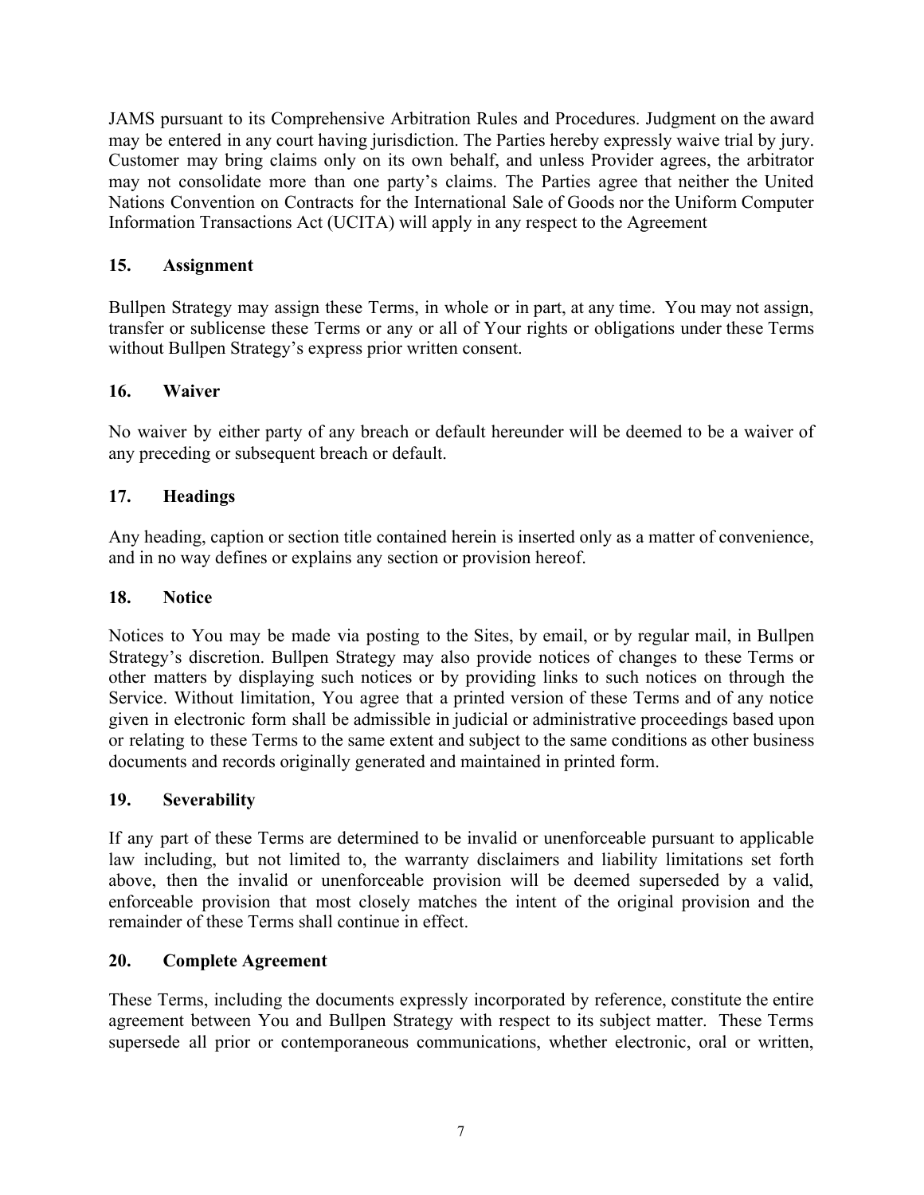JAMS pursuant to its Comprehensive Arbitration Rules and Procedures. Judgment on the award may be entered in any court having jurisdiction. The Parties hereby expressly waive trial by jury. Customer may bring claims only on its own behalf, and unless Provider agrees, the arbitrator may not consolidate more than one party's claims. The Parties agree that neither the United Nations Convention on Contracts for the International Sale of Goods nor the Uniform Computer Information Transactions Act (UCITA) will apply in any respect to the Agreement

## 15. Assignment

Bullpen Strategy may assign these Terms, in whole or in part, at any time. You may not assign, transfer or sublicense these Terms or any or all of Your rights or obligations under these Terms without Bullpen Strategy's express prior written consent.

## 16. Waiver

No waiver by either party of any breach or default hereunder will be deemed to be a waiver of any preceding or subsequent breach or default.

## 17. Headings

Any heading, caption or section title contained herein is inserted only as a matter of convenience, and in no way defines or explains any section or provision hereof.

## 18. Notice

Notices to You may be made via posting to the Sites, by email, or by regular mail, in Bullpen Strategy's discretion. Bullpen Strategy may also provide notices of changes to these Terms or other matters by displaying such notices or by providing links to such notices on through the Service. Without limitation, You agree that a printed version of these Terms and of any notice given in electronic form shall be admissible in judicial or administrative proceedings based upon or relating to these Terms to the same extent and subject to the same conditions as other business documents and records originally generated and maintained in printed form.

## 19. Severability

If any part of these Terms are determined to be invalid or unenforceable pursuant to applicable law including, but not limited to, the warranty disclaimers and liability limitations set forth above, then the invalid or unenforceable provision will be deemed superseded by a valid, enforceable provision that most closely matches the intent of the original provision and the remainder of these Terms shall continue in effect.

## 20. Complete Agreement

These Terms, including the documents expressly incorporated by reference, constitute the entire agreement between You and Bullpen Strategy with respect to its subject matter. These Terms supersede all prior or contemporaneous communications, whether electronic, oral or written,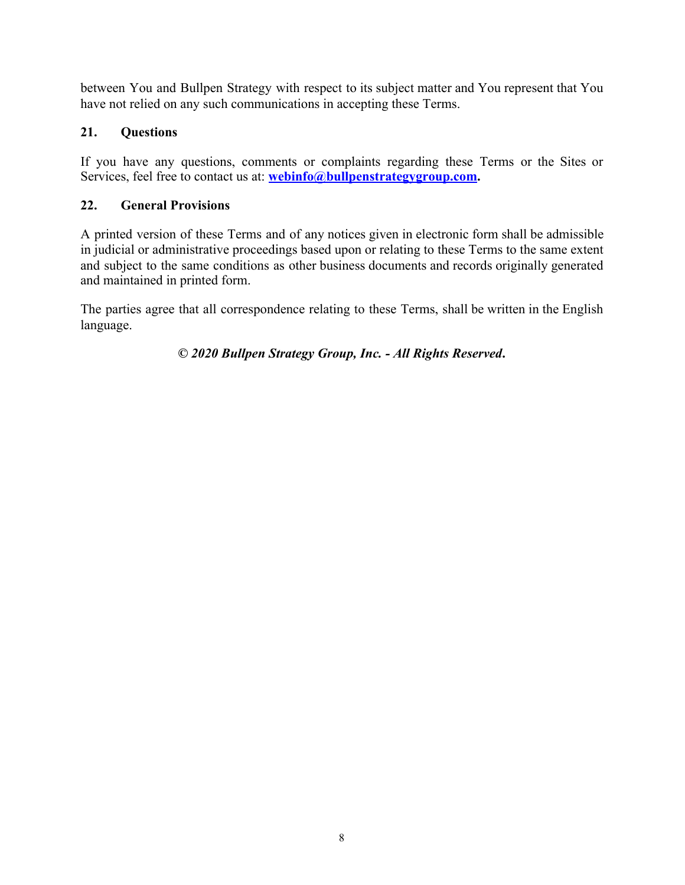between You and Bullpen Strategy with respect to its subject matter and You represent that You have not relied on any such communications in accepting these Terms.

## 21. Questions

If you have any questions, comments or complaints regarding these Terms or the Sites or Services, feel free to contact us at: **webinfo@bullpenstrategygroup.com.**

## 22. General Provisions

A printed version of these Terms and of any notices given in electronic form shall be admissible in judicial or administrative proceedings based upon or relating to these Terms to the same extent and subject to the same conditions as other business documents and records originally generated and maintained in printed form.

The parties agree that all correspondence relating to these Terms, shall be written in the English language.

***© 2020 Bullpen Strategy Group, Inc. - All Rights Reserved.***